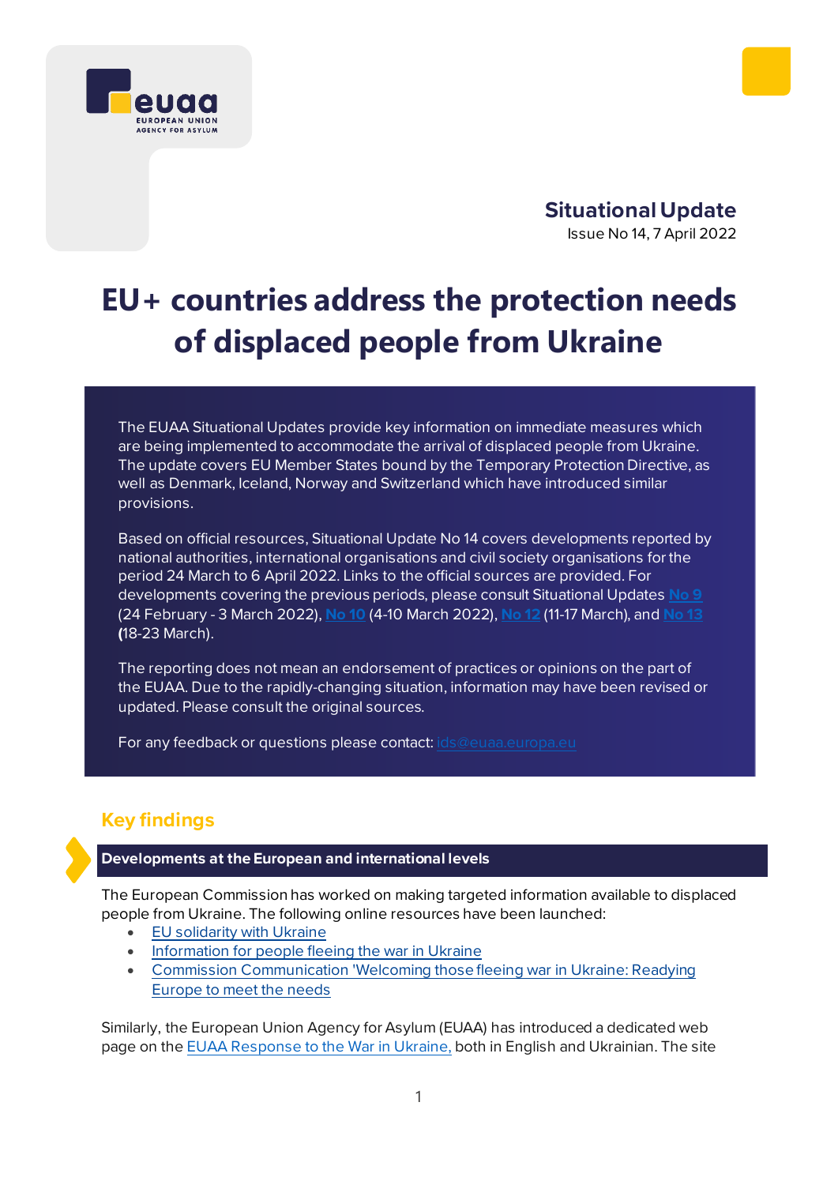euaa

EUROPEAN UNION AGENCY FOR ASYLUM

**Situational Update**

Issue No 14, 7 April 2022

# EU+ countries address the protection needs of displaced people from Ukraine

The EUAA Situational Updates provide key information on immediate measures which are being implemented to accommodate the arrival of displaced people from Ukraine. The update covers EU Member States bound by the Temporary Protection Directive, as well as Denmark, Iceland, Norway and Switzerland which have introduced similar provisions.

Based on official resources, Situational Update No 14 covers developments reported by national authorities, international organisations and civil society organisations for the period 24 March to 6 April 2022. Links to the official sources are provided. For developments covering the previous periods, please consult Situational Updates [No 9](#) (24 February - 3 March 2022), [No 10](#) (4-10 March 2022), [No 12](#) (11-17 March), and [No 13](#) (18-23 March).

The reporting does not mean an endorsement of practices or opinions on the part of the EUAA. Due to the rapidly-changing situation, information may have been revised or updated. Please consult the original sources.

For any feedback or questions please contact: [ids@euaa.europa.eu](mailto:ids@euaa.europa.eu)

## Key findings

### Developments at the European and international levels

The European Commission has worked on making targeted information available to displaced people from Ukraine. The following online resources have been launched:

- [EU solidarity with Ukraine](#)
- [Information for people fleeing the war in Ukraine](#)
- [Commission Communication 'Welcoming those fleeing war in Ukraine: Readying Europe to meet the needs](#)

Similarly, the European Union Agency for Asylum (EUAA) has introduced a dedicated web page on the [EUAA Response to the War in Ukraine,](#) both in English and Ukrainian. The site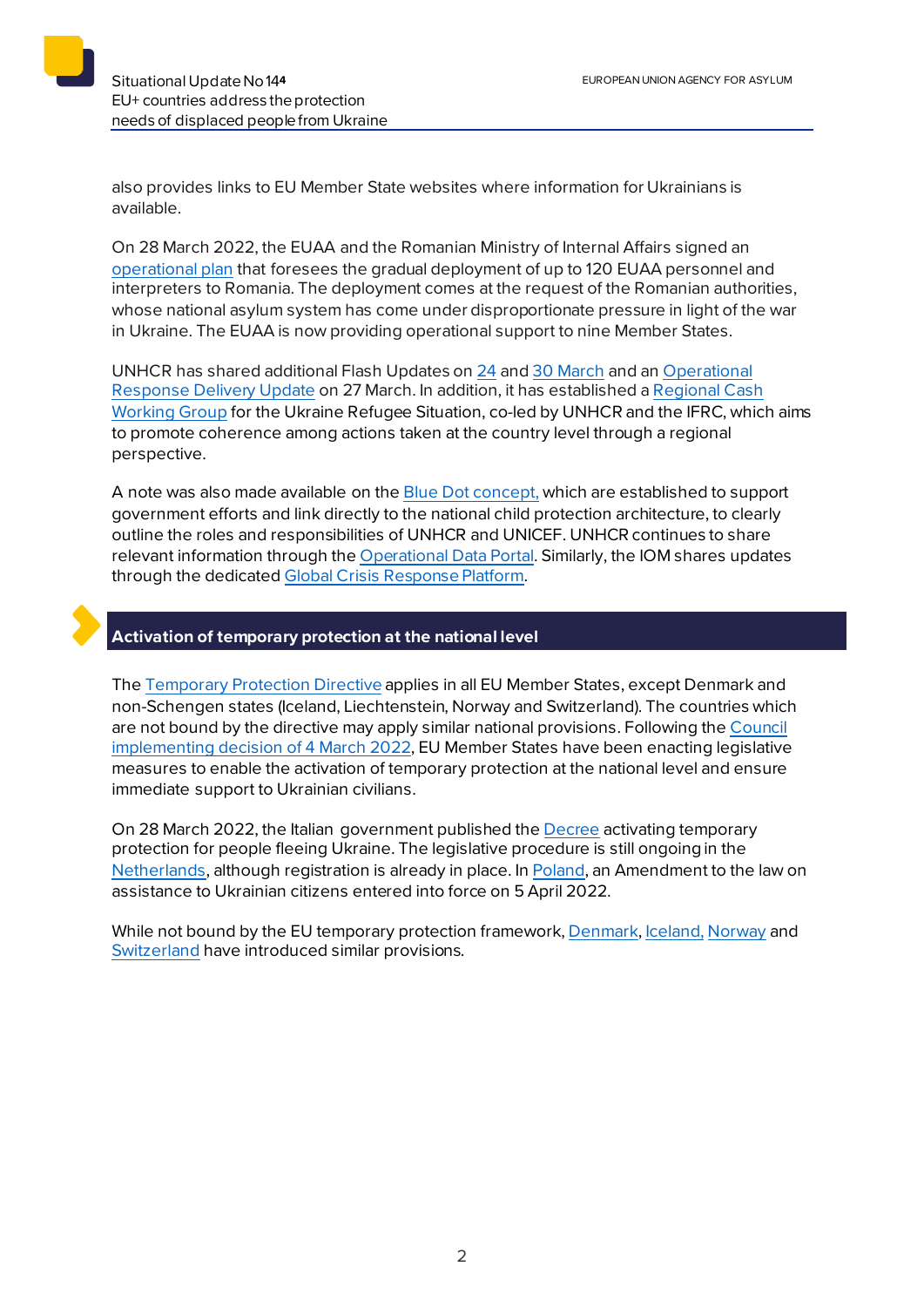also provides links to EU Member State websites where information for Ukrainians is available.

On 28 March 2022, the EUAA and the Romanian Ministry of Internal Affairs signed an operational plan that foresees the gradual deployment of up to 120 EUAA personnel and interpreters to Romania. The deployment comes at the request of the Romanian authorities, whose national asylum system has come under disproportionate pressure in light of the war in Ukraine. The EUAA is now providing operational support to nine Member States.

UNHCR has shared additional Flash Updates on 24 and 30 March and an Operational Response Delivery Update on 27 March. In addition, it has established a Regional Cash Working Group for the Ukraine Refugee Situation, co-led by UNHCR and the IFRC, which aims to promote coherence among actions taken at the country level through a regional perspective.

A note was also made available on the Blue Dot concept, which are established to support government efforts and link directly to the national child protection architecture, to clearly outline the roles and responsibilities of UNHCR and UNICEF. UNHCR continues to share relevant information through the Operational Data Portal. Similarly, the IOM shares updates through the dedicated Global Crisis Response Platform.

## Activation of temporary protection at the national level

The Temporary Protection Directive applies in all EU Member States, except Denmark and non-Schengen states (Iceland, Liechtenstein, Norway and Switzerland). The countries which are not bound by the directive may apply similar national provisions. Following the Council implementing decision of 4 March 2022, EU Member States have been enacting legislative measures to enable the activation of temporary protection at the national level and ensure immediate support to Ukrainian civilians.

On 28 March 2022, the Italian government published the Decree activating temporary protection for people fleeing Ukraine. The legislative procedure is still ongoing in the Netherlands, although registration is already in place. In Poland, an Amendment to the law on assistance to Ukrainian citizens entered into force on 5 April 2022.

While not bound by the EU temporary protection framework, Denmark, Iceland, Norway and Switzerland have introduced similar provisions.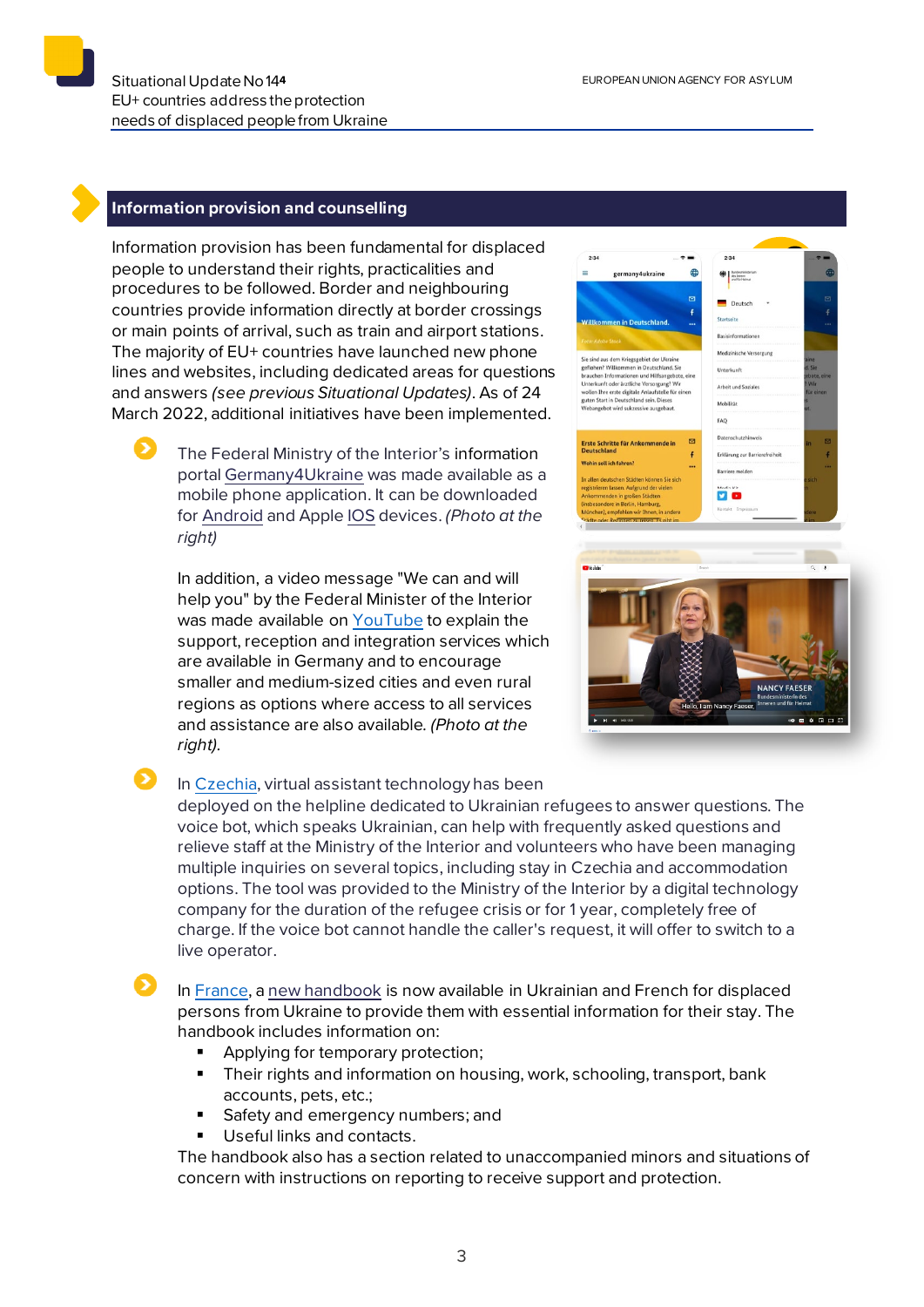## Information provision and counselling

Information provision has been fundamental for displaced people to understand their rights, practicalities and procedures to be followed. Border and neighbouring countries provide information directly at border crossings or main points of arrival, such as train and airport stations. The majority of EU+ countries have launched new phone lines and websites, including dedicated areas for questions and answers *(see previous Situational Updates)*. As of 24 March 2022, additional initiatives have been implemented.

- The Federal Ministry of the Interior's information portal Germany4Ukraine was made available as a mobile phone application. It can be downloaded for Android and Apple IOS devices. *(Photo at the right)*

  In addition, a video message "We can and will help you" by the Federal Minister of the Interior was made available on YouTube to explain the support, reception and integration services which are available in Germany and to encourage smaller and medium-sized cities and even rural regions as options where access to all services and assistance are also available. *(Photo at the right)*.

- In Czechia, virtual assistant technology has been deployed on the helpline dedicated to Ukrainian refugees to answer questions. The voice bot, which speaks Ukrainian, can help with frequently asked questions and relieve staff at the Ministry of the Interior and volunteers who have been managing multiple inquiries on several topics, including stay in Czechia and accommodation options. The tool was provided to the Ministry of the Interior by a digital technology company for the duration of the refugee crisis or for 1 year, completely free of charge. If the voice bot cannot handle the caller's request, it will offer to switch to a live operator.

- In France, a new handbook is now available in Ukrainian and French for displaced persons from Ukraine to provide them with essential information for their stay. The handbook includes information on:
  - Applying for temporary protection;
  - Their rights and information on housing, work, schooling, transport, bank accounts, pets, etc.;
  - Safety and emergency numbers; and
  - Useful links and contacts.

  The handbook also has a section related to unaccompanied minors and situations of concern with instructions on reporting to receive support and protection.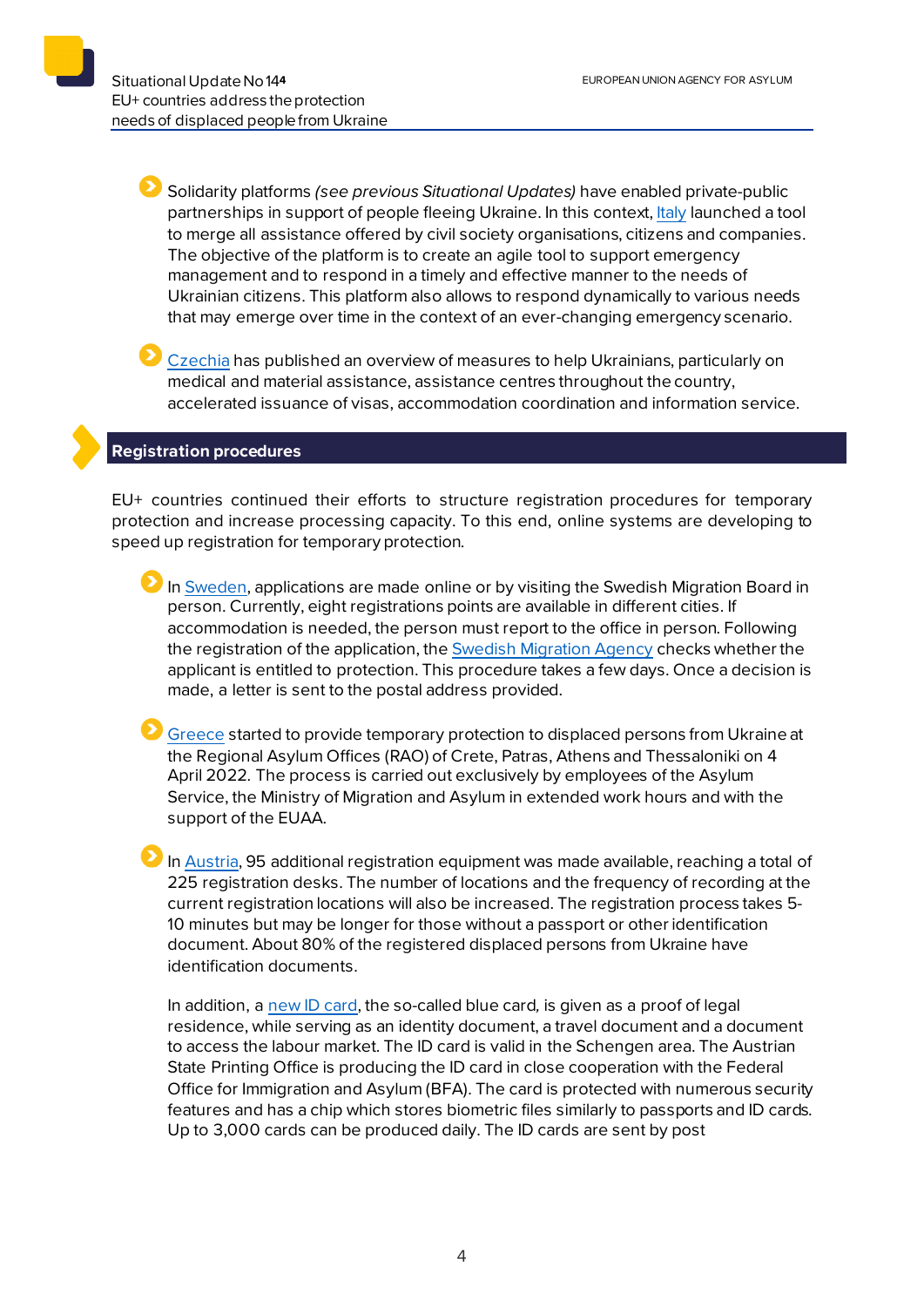- Solidarity platforms *(see previous Situational Updates)* have enabled private-public partnerships in support of people fleeing Ukraine. In this context, Italy launched a tool to merge all assistance offered by civil society organisations, citizens and companies. The objective of the platform is to create an agile tool to support emergency management and to respond in a timely and effective manner to the needs of Ukrainian citizens. This platform also allows to respond dynamically to various needs that may emerge over time in the context of an ever-changing emergency scenario.

- Czechia has published an overview of measures to help Ukrainians, particularly on medical and material assistance, assistance centres throughout the country, accelerated issuance of visas, accommodation coordination and information service.

## Registration procedures

EU+ countries continued their efforts to structure registration procedures for temporary protection and increase processing capacity. To this end, online systems are developing to speed up registration for temporary protection.

- In Sweden, applications are made online or by visiting the Swedish Migration Board in person. Currently, eight registrations points are available in different cities. If accommodation is needed, the person must report to the office in person. Following the registration of the application, the Swedish Migration Agency checks whether the applicant is entitled to protection. This procedure takes a few days. Once a decision is made, a letter is sent to the postal address provided.

- Greece started to provide temporary protection to displaced persons from Ukraine at the Regional Asylum Offices (RAO) of Crete, Patras, Athens and Thessaloniki on 4 April 2022. The process is carried out exclusively by employees of the Asylum Service, the Ministry of Migration and Asylum in extended work hours and with the support of the EUAA.

- In Austria, 95 additional registration equipment was made available, reaching a total of 225 registration desks. The number of locations and the frequency of recording at the current registration locations will also be increased. The registration process takes 5-10 minutes but may be longer for those without a passport or other identification document. About 80% of the registered displaced persons from Ukraine have identification documents.

  In addition, a new ID card, the so-called blue card, is given as a proof of legal residence, while serving as an identity document, a travel document and a document to access the labour market. The ID card is valid in the Schengen area. The Austrian State Printing Office is producing the ID card in close cooperation with the Federal Office for Immigration and Asylum (BFA). The card is protected with numerous security features and has a chip which stores biometric files similarly to passports and ID cards. Up to 3,000 cards can be produced daily. The ID cards are sent by post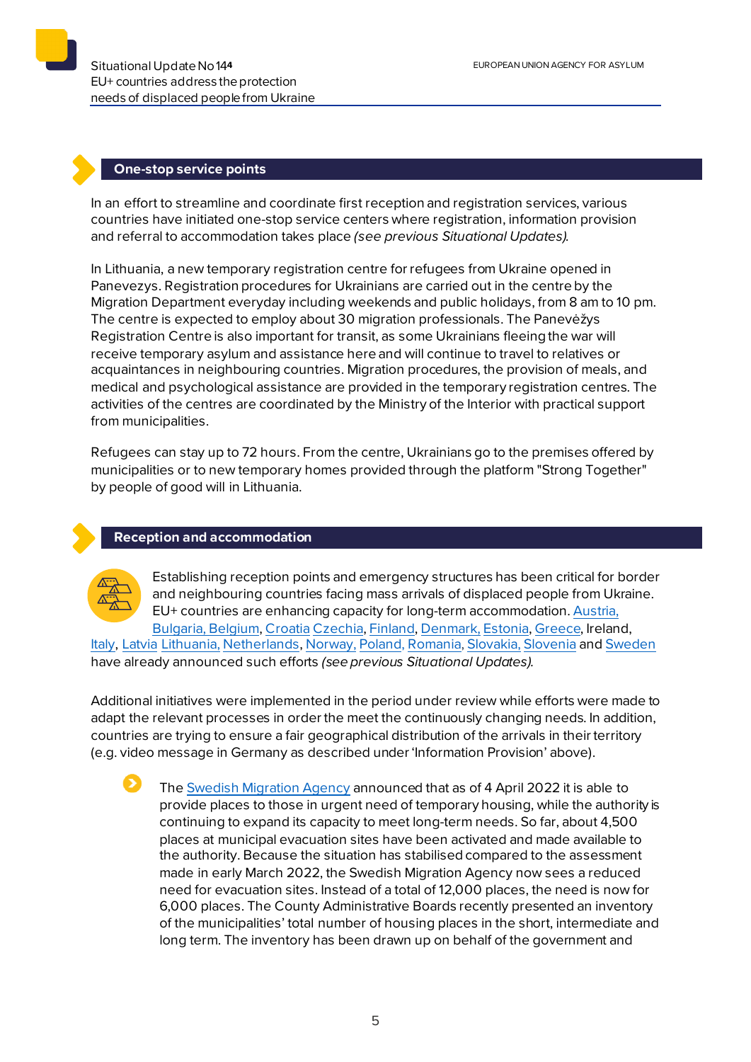## One-stop service points

In an effort to streamline and coordinate first reception and registration services, various countries have initiated one-stop service centers where registration, information provision and referral to accommodation takes place *(see previous Situational Updates).*

In Lithuania, a new temporary registration centre for refugees from Ukraine opened in Panevezys. Registration procedures for Ukrainians are carried out in the centre by the Migration Department everyday including weekends and public holidays, from 8 am to 10 pm. The centre is expected to employ about 30 migration professionals. The Panevėžys Registration Centre is also important for transit, as some Ukrainians fleeing the war will receive temporary asylum and assistance here and will continue to travel to relatives or acquaintances in neighbouring countries. Migration procedures, the provision of meals, and medical and psychological assistance are provided in the temporary registration centres. The activities of the centres are coordinated by the Ministry of the Interior with practical support from municipalities.

Refugees can stay up to 72 hours. From the centre, Ukrainians go to the premises offered by municipalities or to new temporary homes provided through the platform "Strong Together" by people of good will in Lithuania.

## Reception and accommodation

Establishing reception points and emergency structures has been critical for border and neighbouring countries facing mass arrivals of displaced people from Ukraine. EU+ countries are enhancing capacity for long-term accommodation. Austria, Bulgaria, Belgium, Croatia Czechia, Finland, Denmark, Estonia, Greece, Ireland, Italy, Latvia Lithuania, Netherlands, Norway, Poland, Romania, Slovakia, Slovenia and Sweden have already announced such efforts *(see previous Situational Updates).*

Additional initiatives were implemented in the period under review while efforts were made to adapt the relevant processes in order the meet the continuously changing needs. In addition, countries are trying to ensure a fair geographical distribution of the arrivals in their territory (e.g. video message in Germany as described under 'Information Provision' above).

- The Swedish Migration Agency announced that as of 4 April 2022 it is able to provide places to those in urgent need of temporary housing, while the authority is continuing to expand its capacity to meet long-term needs. So far, about 4,500 places at municipal evacuation sites have been activated and made available to the authority. Because the situation has stabilised compared to the assessment made in early March 2022, the Swedish Migration Agency now sees a reduced need for evacuation sites. Instead of a total of 12,000 places, the need is now for 6,000 places. The County Administrative Boards recently presented an inventory of the municipalities' total number of housing places in the short, intermediate and long term. The inventory has been drawn up on behalf of the government and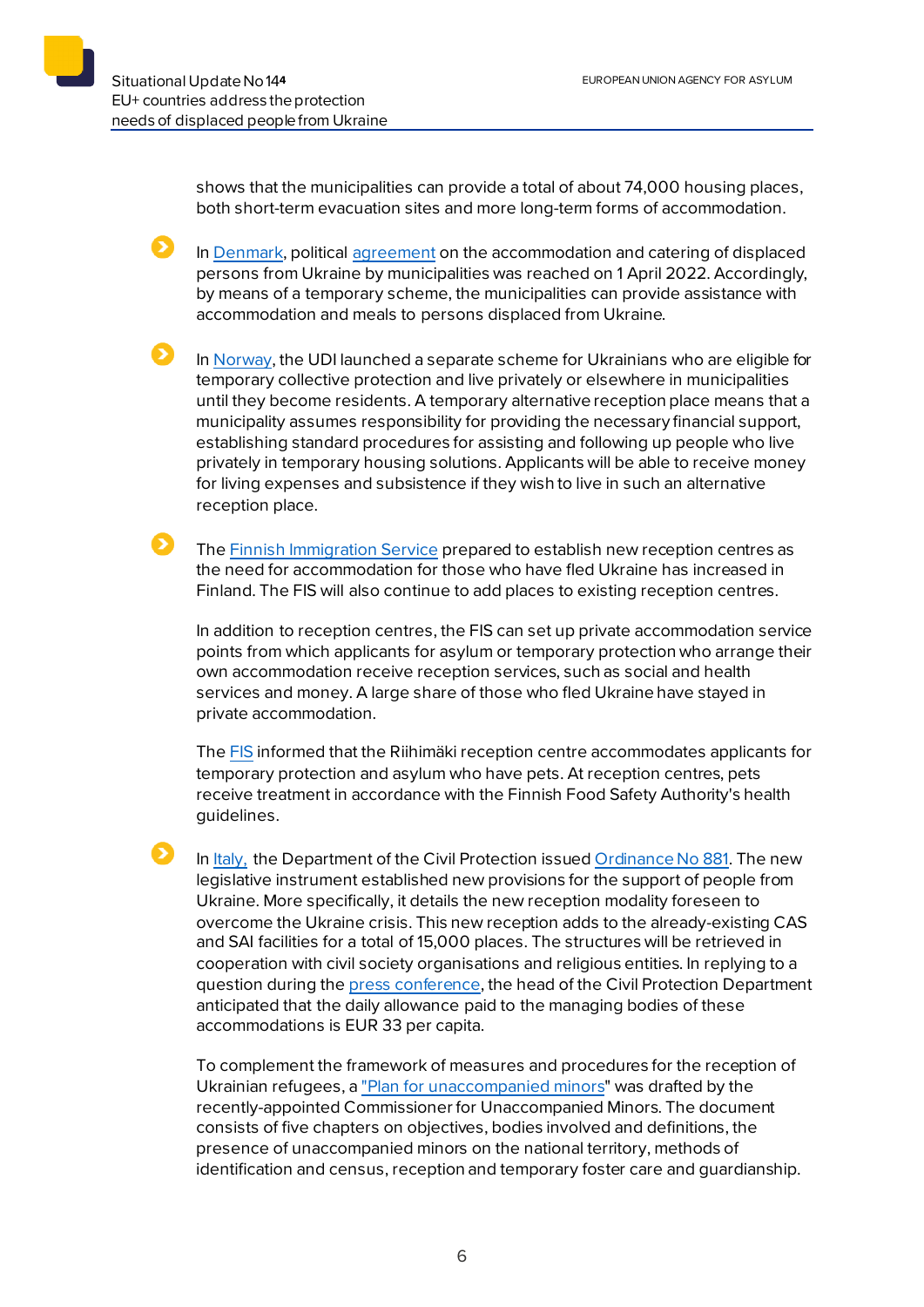shows that the municipalities can provide a total of about 74,000 housing places, both short-term evacuation sites and more long-term forms of accommodation.

- In Denmark, political agreement on the accommodation and catering of displaced persons from Ukraine by municipalities was reached on 1 April 2022. Accordingly, by means of a temporary scheme, the municipalities can provide assistance with accommodation and meals to persons displaced from Ukraine.

- In Norway, the UDI launched a separate scheme for Ukrainians who are eligible for temporary collective protection and live privately or elsewhere in municipalities until they become residents. A temporary alternative reception place means that a municipality assumes responsibility for providing the necessary financial support, establishing standard procedures for assisting and following up people who live privately in temporary housing solutions. Applicants will be able to receive money for living expenses and subsistence if they wish to live in such an alternative reception place.

- The Finnish Immigration Service prepared to establish new reception centres as the need for accommodation for those who have fled Ukraine has increased in Finland. The FIS will also continue to add places to existing reception centres.

  In addition to reception centres, the FIS can set up private accommodation service points from which applicants for asylum or temporary protection who arrange their own accommodation receive reception services, such as social and health services and money. A large share of those who fled Ukraine have stayed in private accommodation.

  The FIS informed that the Riihimäki reception centre accommodates applicants for temporary protection and asylum who have pets. At reception centres, pets receive treatment in accordance with the Finnish Food Safety Authority's health guidelines.

- In Italy, the Department of the Civil Protection issued Ordinance No 881. The new legislative instrument established new provisions for the support of people from Ukraine. More specifically, it details the new reception modality foreseen to overcome the Ukraine crisis. This new reception adds to the already-existing CAS and SAI facilities for a total of 15,000 places. The structures will be retrieved in cooperation with civil society organisations and religious entities. In replying to a question during the press conference, the head of the Civil Protection Department anticipated that the daily allowance paid to the managing bodies of these accommodations is EUR 33 per capita.

  To complement the framework of measures and procedures for the reception of Ukrainian refugees, a "Plan for unaccompanied minors" was drafted by the recently-appointed Commissioner for Unaccompanied Minors. The document consists of five chapters on objectives, bodies involved and definitions, the presence of unaccompanied minors on the national territory, methods of identification and census, reception and temporary foster care and guardianship.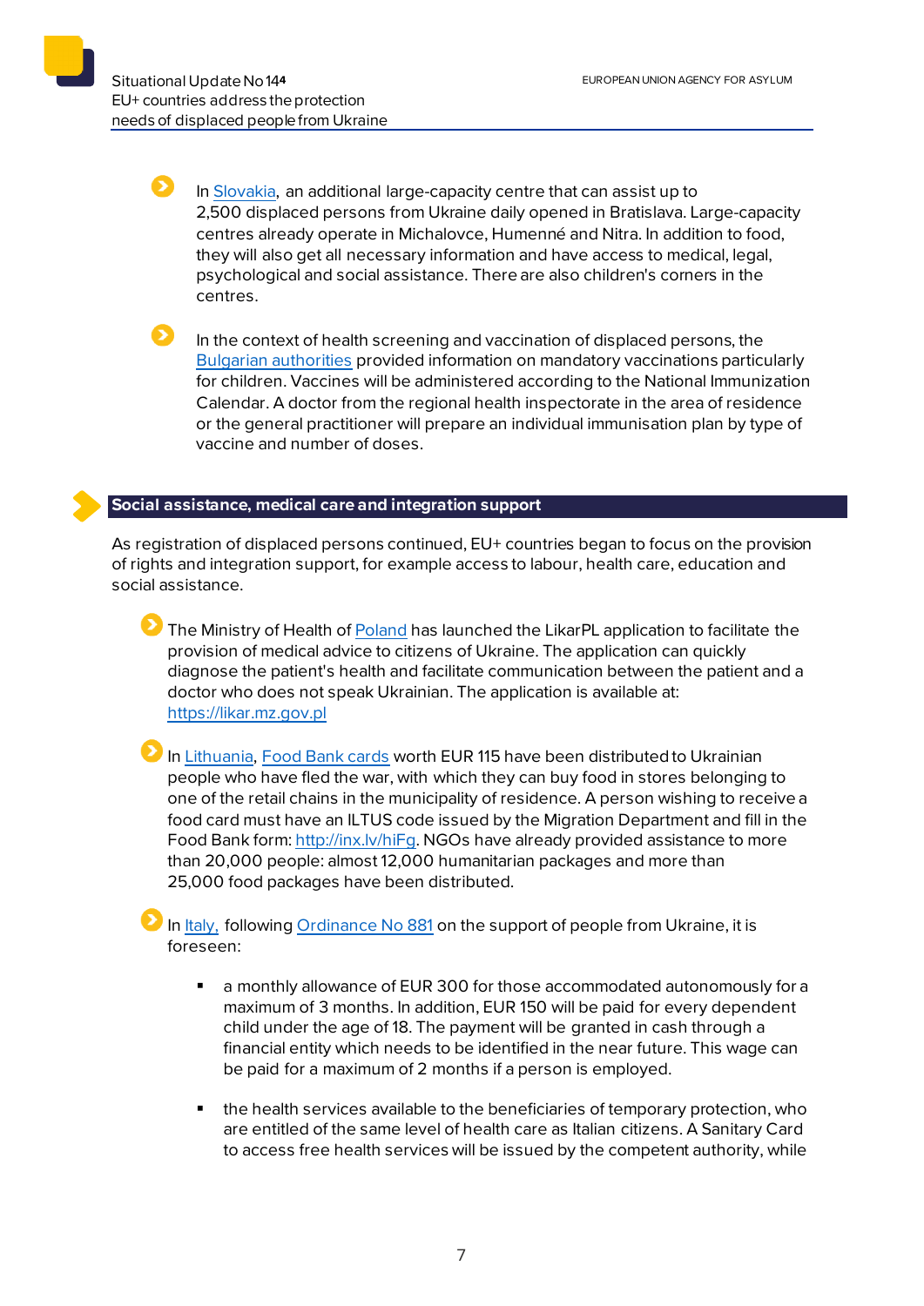- In Slovakia, an additional large-capacity centre that can assist up to 2,500 displaced persons from Ukraine daily opened in Bratislava. Large-capacity centres already operate in Michalovce, Humenné and Nitra. In addition to food, they will also get all necessary information and have access to medical, legal, psychological and social assistance. There are also children's corners in the centres.

- In the context of health screening and vaccination of displaced persons, the Bulgarian authorities provided information on mandatory vaccinations particularly for children. Vaccines will be administered according to the National Immunization Calendar. A doctor from the regional health inspectorate in the area of residence or the general practitioner will prepare an individual immunisation plan by type of vaccine and number of doses.

## Social assistance, medical care and integration support

As registration of displaced persons continued, EU+ countries began to focus on the provision of rights and integration support, for example access to labour, health care, education and social assistance.

- The Ministry of Health of Poland has launched the LikarPL application to facilitate the provision of medical advice to citizens of Ukraine. The application can quickly diagnose the patient's health and facilitate communication between the patient and a doctor who does not speak Ukrainian. The application is available at: https://likar.mz.gov.pl

- In Lithuania, Food Bank cards worth EUR 115 have been distributed to Ukrainian people who have fled the war, with which they can buy food in stores belonging to one of the retail chains in the municipality of residence. A person wishing to receive a food card must have an ILTUS code issued by the Migration Department and fill in the Food Bank form: http://inx.lv/hiFg. NGOs have already provided assistance to more than 20,000 people: almost 12,000 humanitarian packages and more than 25,000 food packages have been distributed.

- In Italy, following Ordinance No 881 on the support of people from Ukraine, it is foreseen:

  - a monthly allowance of EUR 300 for those accommodated autonomously for a maximum of 3 months. In addition, EUR 150 will be paid for every dependent child under the age of 18. The payment will be granted in cash through a financial entity which needs to be identified in the near future. This wage can be paid for a maximum of 2 months if a person is employed.

  - the health services available to the beneficiaries of temporary protection, who are entitled of the same level of health care as Italian citizens. A Sanitary Card to access free health services will be issued by the competent authority, while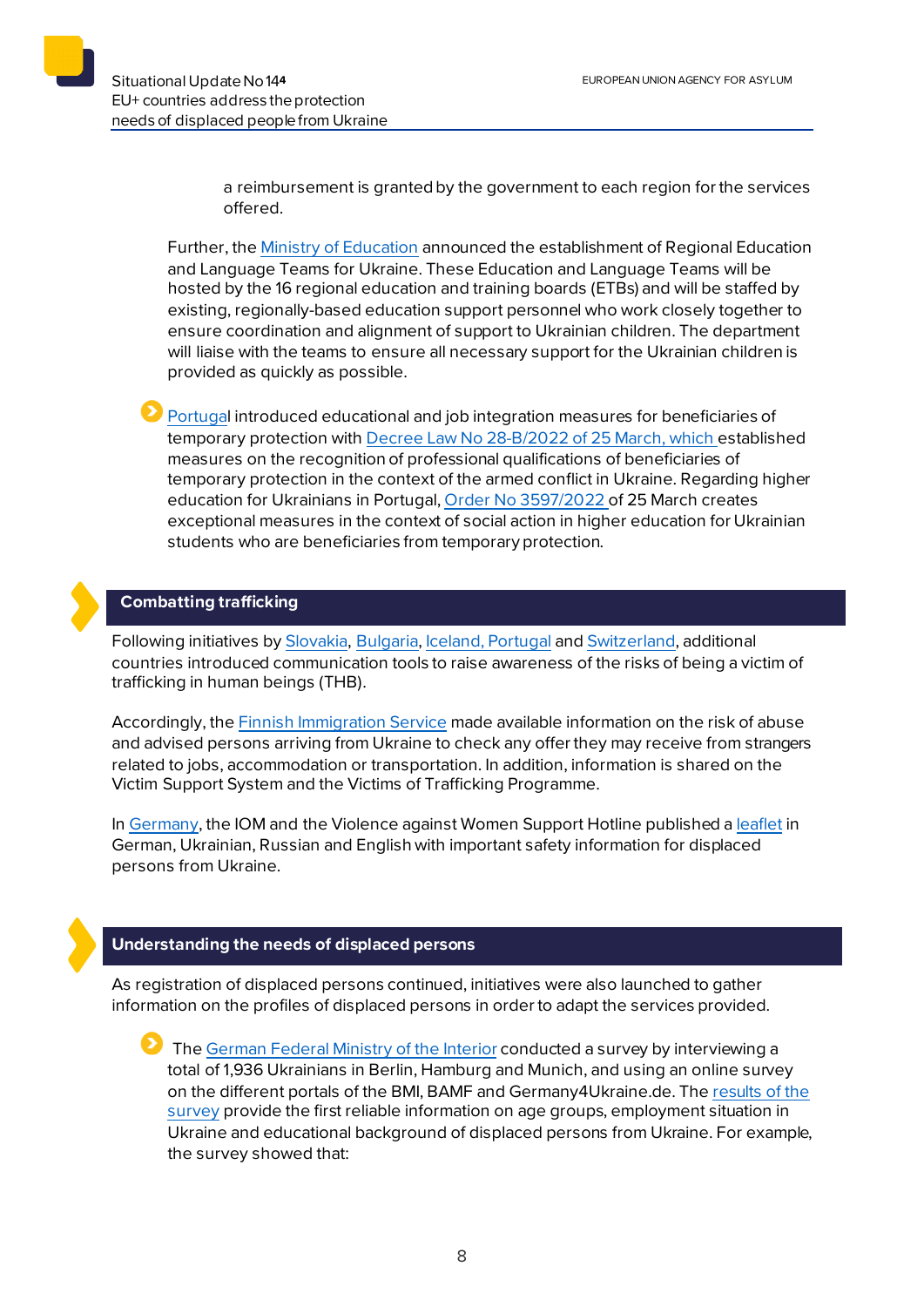a reimbursement is granted by the government to each region for the services offered.

Further, the Ministry of Education announced the establishment of Regional Education and Language Teams for Ukraine. These Education and Language Teams will be hosted by the 16 regional education and training boards (ETBs) and will be staffed by existing, regionally-based education support personnel who work closely together to ensure coordination and alignment of support to Ukrainian children. The department will liaise with the teams to ensure all necessary support for the Ukrainian children is provided as quickly as possible.

- Portugal introduced educational and job integration measures for beneficiaries of temporary protection with Decree Law No 28-B/2022 of 25 March, which established measures on the recognition of professional qualifications of beneficiaries of temporary protection in the context of the armed conflict in Ukraine. Regarding higher education for Ukrainians in Portugal, Order No 3597/2022 of 25 March creates exceptional measures in the context of social action in higher education for Ukrainian students who are beneficiaries from temporary protection.

## Combatting trafficking

Following initiatives by Slovakia, Bulgaria, Iceland, Portugal and Switzerland, additional countries introduced communication tools to raise awareness of the risks of being a victim of trafficking in human beings (THB).

Accordingly, the Finnish Immigration Service made available information on the risk of abuse and advised persons arriving from Ukraine to check any offer they may receive from strangers related to jobs, accommodation or transportation. In addition, information is shared on the Victim Support System and the Victims of Trafficking Programme.

In Germany, the IOM and the Violence against Women Support Hotline published a leaflet in German, Ukrainian, Russian and English with important safety information for displaced persons from Ukraine.

## Understanding the needs of displaced persons

As registration of displaced persons continued, initiatives were also launched to gather information on the profiles of displaced persons in order to adapt the services provided.

- The German Federal Ministry of the Interior conducted a survey by interviewing a total of 1,936 Ukrainians in Berlin, Hamburg and Munich, and using an online survey on the different portals of the BMI, BAMF and Germany4Ukraine.de. The results of the survey provide the first reliable information on age groups, employment situation in Ukraine and educational background of displaced persons from Ukraine. For example, the survey showed that: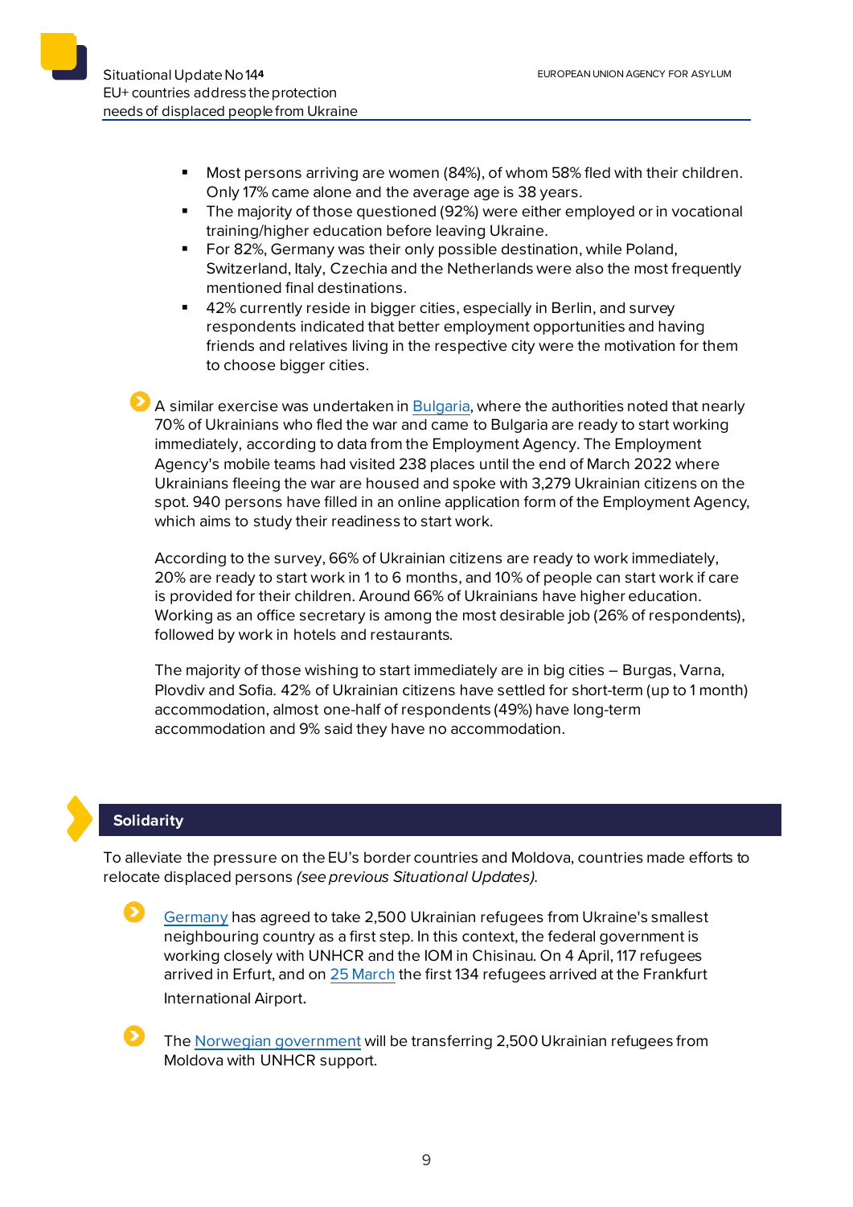- Most persons arriving are women (84%), of whom 58% fled with their children. Only 17% came alone and the average age is 38 years.
- The majority of those questioned (92%) were either employed or in vocational training/higher education before leaving Ukraine.
- For 82%, Germany was their only possible destination, while Poland, Switzerland, Italy, Czechia and the Netherlands were also the most frequently mentioned final destinations.
- 42% currently reside in bigger cities, especially in Berlin, and survey respondents indicated that better employment opportunities and having friends and relatives living in the respective city were the motivation for them to choose bigger cities.

A similar exercise was undertaken in Bulgaria, where the authorities noted that nearly 70% of Ukrainians who fled the war and came to Bulgaria are ready to start working immediately, according to data from the Employment Agency. The Employment Agency's mobile teams had visited 238 places until the end of March 2022 where Ukrainians fleeing the war are housed and spoke with 3,279 Ukrainian citizens on the spot. 940 persons have filled in an online application form of the Employment Agency, which aims to study their readiness to start work.

According to the survey, 66% of Ukrainian citizens are ready to work immediately, 20% are ready to start work in 1 to 6 months, and 10% of people can start work if care is provided for their children. Around 66% of Ukrainians have higher education. Working as an office secretary is among the most desirable job (26% of respondents), followed by work in hotels and restaurants.

The majority of those wishing to start immediately are in big cities – Burgas, Varna, Plovdiv and Sofia. 42% of Ukrainian citizens have settled for short-term (up to 1 month) accommodation, almost one-half of respondents (49%) have long-term accommodation and 9% said they have no accommodation.

## Solidarity

To alleviate the pressure on the EU's border countries and Moldova, countries made efforts to relocate displaced persons *(see previous Situational Updates)*.

Germany has agreed to take 2,500 Ukrainian refugees from Ukraine's smallest neighbouring country as a first step. In this context, the federal government is working closely with UNHCR and the IOM in Chisinau. On 4 April, 117 refugees arrived in Erfurt, and on 25 March the first 134 refugees arrived at the Frankfurt International Airport.

The Norwegian government will be transferring 2,500 Ukrainian refugees from Moldova with UNHCR support.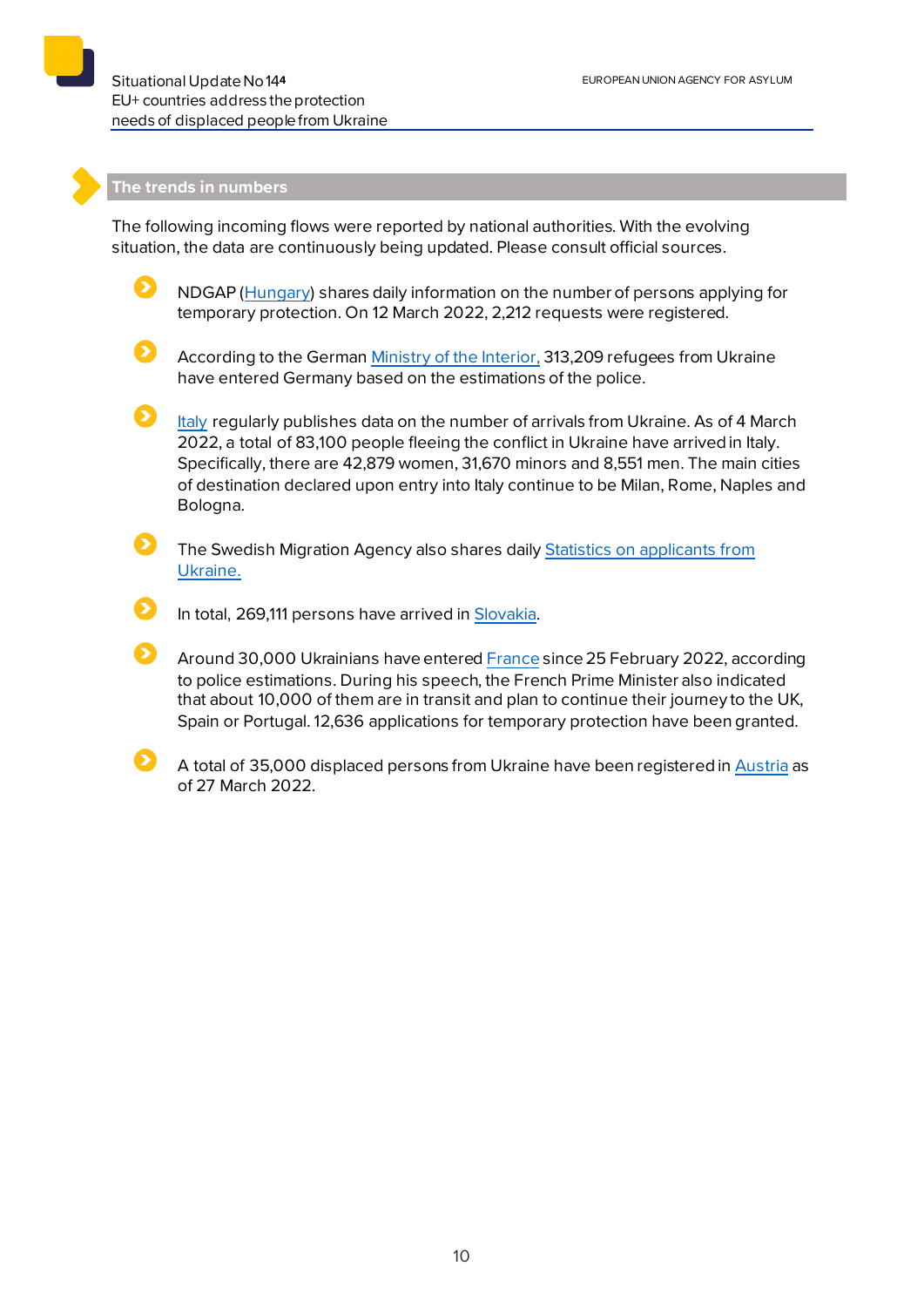## The trends in numbers

The following incoming flows were reported by national authorities. With the evolving situation, the data are continuously being updated. Please consult official sources.

- NDGAP (Hungary) shares daily information on the number of persons applying for temporary protection. On 12 March 2022, 2,212 requests were registered.
- According to the German Ministry of the Interior, 313,209 refugees from Ukraine have entered Germany based on the estimations of the police.
- Italy regularly publishes data on the number of arrivals from Ukraine. As of 4 March 2022, a total of 83,100 people fleeing the conflict in Ukraine have arrived in Italy. Specifically, there are 42,879 women, 31,670 minors and 8,551 men. The main cities of destination declared upon entry into Italy continue to be Milan, Rome, Naples and Bologna.
- The Swedish Migration Agency also shares daily Statistics on applicants from Ukraine.
- In total, 269,111 persons have arrived in Slovakia.
- Around 30,000 Ukrainians have entered France since 25 February 2022, according to police estimations. During his speech, the French Prime Minister also indicated that about 10,000 of them are in transit and plan to continue their journey to the UK, Spain or Portugal. 12,636 applications for temporary protection have been granted.
- A total of 35,000 displaced persons from Ukraine have been registered in Austria as of 27 March 2022.